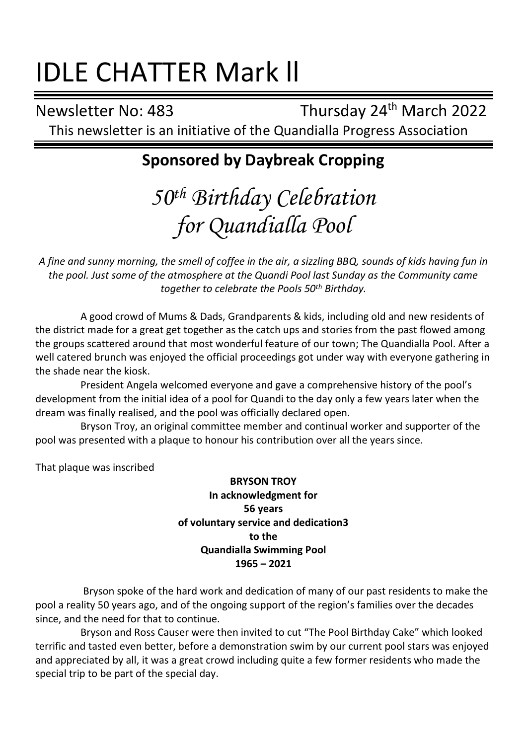# IDLE CHATTER Mark ll

Newsletter No: 483 Thursday 24th March 2022

This newsletter is an initiative of the Quandialla Progress Association

## Sponsored by Daybreak Cropping

# *50th Birthday Celebration for Quandialla Pool*

*A fine and sunny morning, the smell of coffee in the air, a sizzling BBQ, sounds of kids having fun in the pool. Just some of the atmosphere at the Quandi Pool last Sunday as the Community came together to celebrate the Pools 50th Birthday.*

A good crowd of Mums & Dads, Grandparents & kids, including old and new residents of the district made for a great get together as the catch ups and stories from the past flowed among the groups scattered around that most wonderful feature of our town; The Quandialla Pool. After a well catered brunch was enjoyed the official proceedings got under way with everyone gathering in the shade near the kiosk.

President Angela welcomed everyone and gave a comprehensive history of the pool's development from the initial idea of a pool for Quandi to the day only a few years later when the dream was finally realised, and the pool was officially declared open.

Bryson Troy, an original committee member and continual worker and supporter of the pool was presented with a plaque to honour his contribution over all the years since.

That plaque was inscribed

**BRYSON TROY**
**In acknowledgment for**
**56 years**
**of voluntary service and dedication3**
**to the**
**Quandialla Swimming Pool**
**1965 – 2021**

Bryson spoke of the hard work and dedication of many of our past residents to make the pool a reality 50 years ago, and of the ongoing support of the region's families over the decades since, and the need for that to continue.

Bryson and Ross Causer were then invited to cut "The Pool Birthday Cake" which looked terrific and tasted even better, before a demonstration swim by our current pool stars was enjoyed and appreciated by all, it was a great crowd including quite a few former residents who made the special trip to be part of the special day.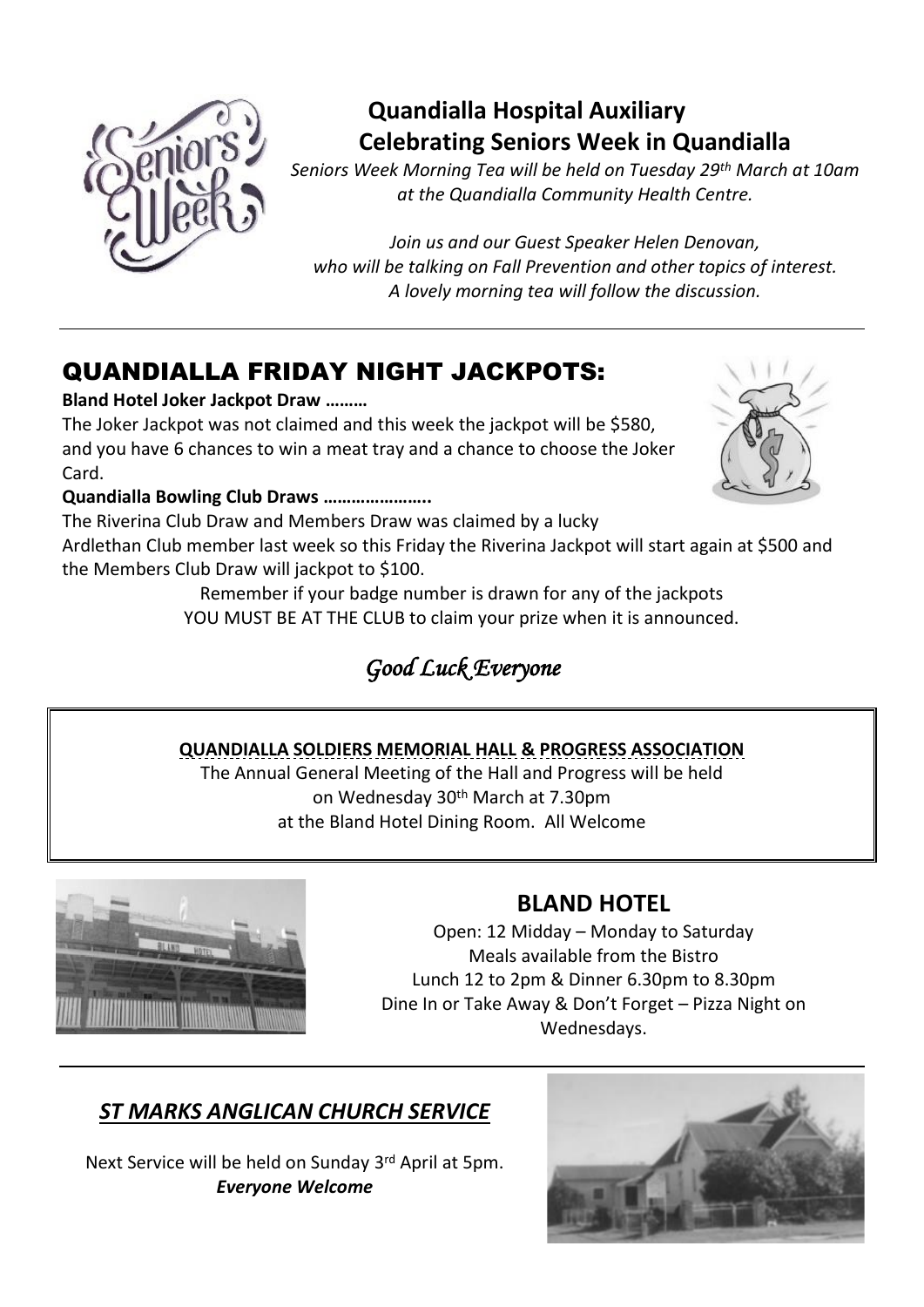## Quandialla Hospital Auxiliary
## Celebrating Seniors Week in Quandialla

*Seniors Week Morning Tea will be held on Tuesday 29th March at 10am at the Quandialla Community Health Centre.*

*Join us and our Guest Speaker Helen Denovan, who will be talking on Fall Prevention and other topics of interest. A lovely morning tea will follow the discussion.*

---

## QUANDIALLA FRIDAY NIGHT JACKPOTS:

**Bland Hotel Joker Jackpot Draw ………**

The Joker Jackpot was not claimed and this week the jackpot will be $580, and you have 6 chances to win a meat tray and a chance to choose the Joker Card.

**Quandialla Bowling Club Draws …………………..**

The Riverina Club Draw and Members Draw was claimed by a lucky Ardlethan Club member last week so this Friday the Riverina Jackpot will start again at $500 and the Members Club Draw will jackpot to $100.

Remember if your badge number is drawn for any of the jackpots YOU MUST BE AT THE CLUB to claim your prize when it is announced.

*Good Luck Everyone*

---

**QUANDIALLA SOLDIERS MEMORIAL HALL & PROGRESS ASSOCIATION**

The Annual General Meeting of the Hall and Progress will be held on Wednesday 30th March at 7.30pm at the Bland Hotel Dining Room. All Welcome

---

## BLAND HOTEL

Open: 12 Midday – Monday to Saturday
Meals available from the Bistro
Lunch 12 to 2pm & Dinner 6.30pm to 8.30pm
Dine In or Take Away & Don't Forget – Pizza Night on Wednesdays.

---

## *ST MARKS ANGLICAN CHURCH SERVICE*

Next Service will be held on Sunday 3rd April at 5pm.
***Everyone Welcome***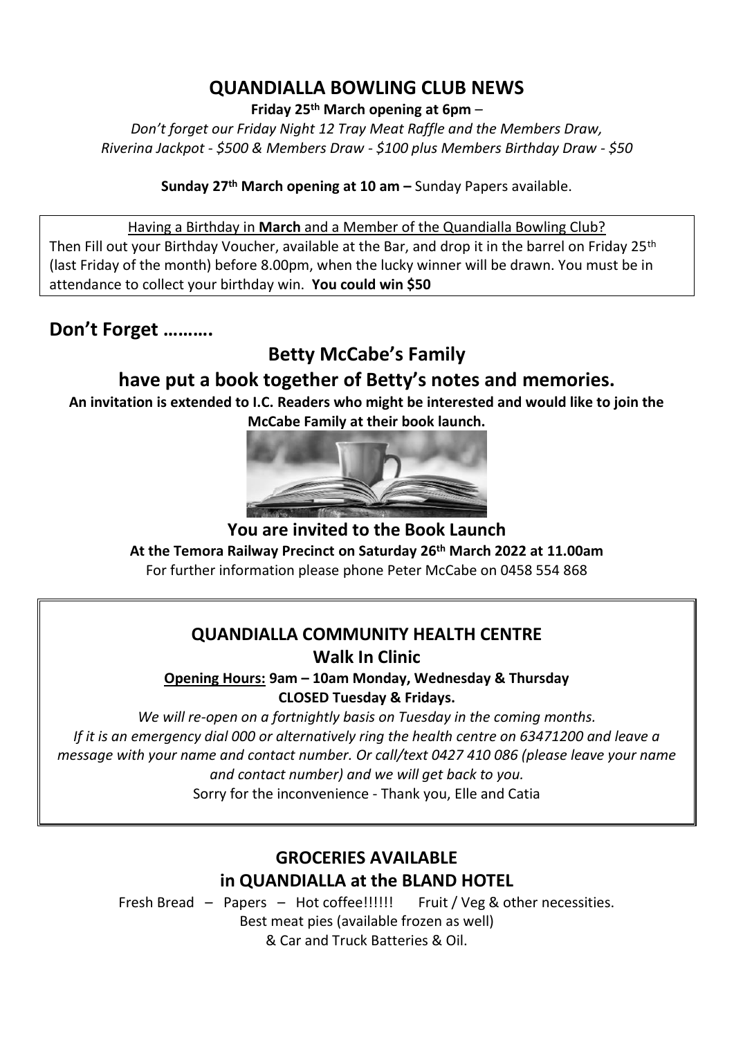## QUANDIALLA BOWLING CLUB NEWS

**Friday 25th March opening at 6pm** –

*Don't forget our Friday Night 12 Tray Meat Raffle and the Members Draw, Riverina Jackpot - $500 & Members Draw - $100 plus Members Birthday Draw - $50*

**Sunday 27th March opening at 10 am –** Sunday Papers available.

Having a Birthday in **March** and a Member of the Quandialla Bowling Club?
Then Fill out your Birthday Voucher, available at the Bar, and drop it in the barrel on Friday 25th (last Friday of the month) before 8.00pm, when the lucky winner will be drawn. You must be in attendance to collect your birthday win. **You could win $50**

## Don't Forget ……….

## Betty McCabe's Family have put a book together of Betty's notes and memories.

**An invitation is extended to I.C. Readers who might be interested and would like to join the McCabe Family at their book launch.**

### You are invited to the Book Launch

**At the Temora Railway Precinct on Saturday 26th March 2022 at 11.00am**

For further information please phone Peter McCabe on 0458 554 868

## QUANDIALLA COMMUNITY HEALTH CENTRE
### Walk In Clinic

**Opening Hours: 9am – 10am Monday, Wednesday & Thursday**
**CLOSED Tuesday & Fridays.**

*We will re-open on a fortnightly basis on Tuesday in the coming months.*
*If it is an emergency dial 000 or alternatively ring the health centre on 63471200 and leave a message with your name and contact number. Or call/text 0427 410 086 (please leave your name and contact number) and we will get back to you.*

Sorry for the inconvenience - Thank you, Elle and Catia

## GROCERIES AVAILABLE in QUANDIALLA at the BLAND HOTEL

Fresh Bread – Papers – Hot coffee!!!!!! Fruit / Veg & other necessities.
Best meat pies (available frozen as well)
& Car and Truck Batteries & Oil.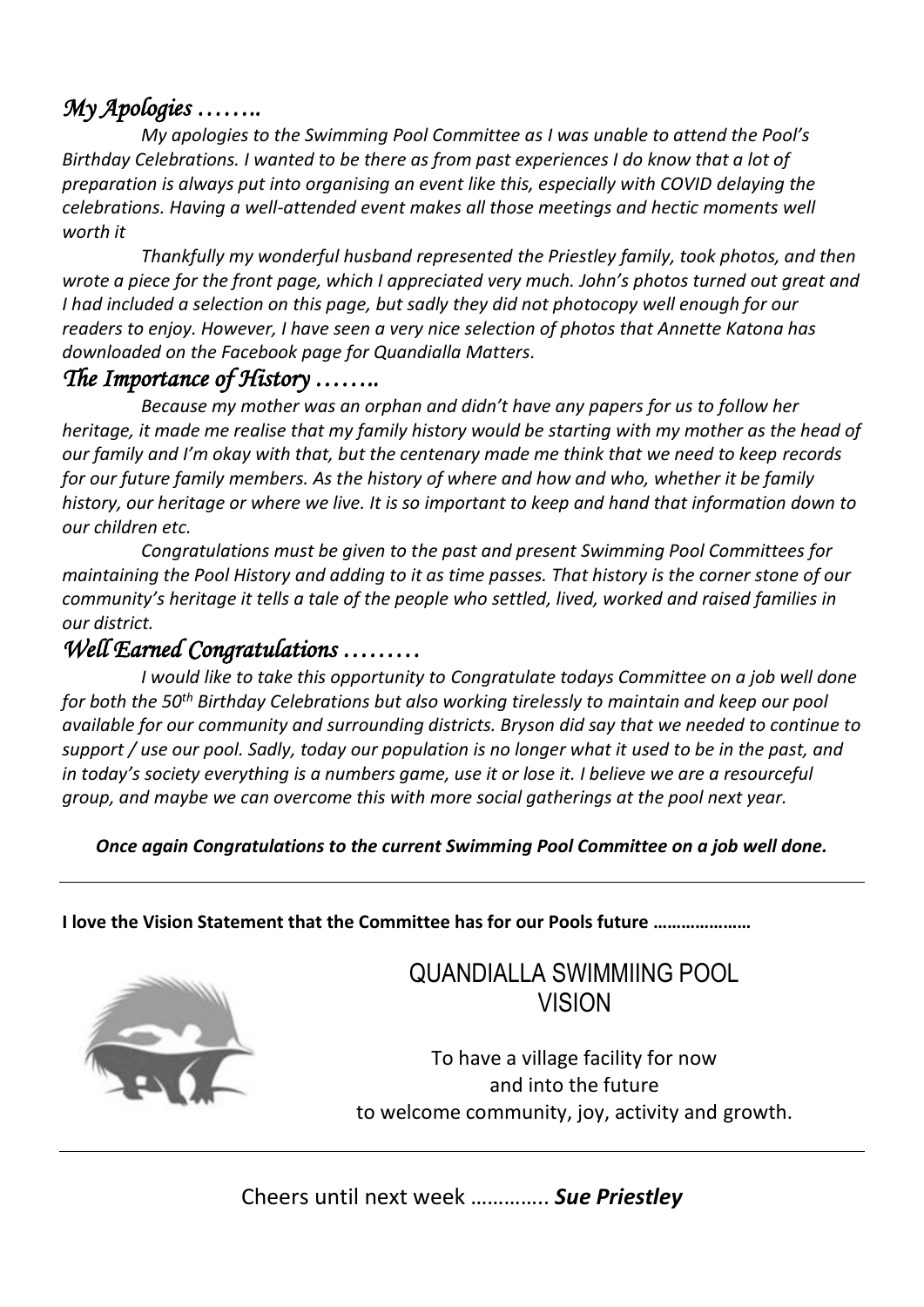## *My Apologies ……..*

*My apologies to the Swimming Pool Committee as I was unable to attend the Pool's Birthday Celebrations. I wanted to be there as from past experiences I do know that a lot of preparation is always put into organising an event like this, especially with COVID delaying the celebrations. Having a well-attended event makes all those meetings and hectic moments well worth it*

*Thankfully my wonderful husband represented the Priestley family, took photos, and then wrote a piece for the front page, which I appreciated very much. John's photos turned out great and I had included a selection on this page, but sadly they did not photocopy well enough for our readers to enjoy. However, I have seen a very nice selection of photos that Annette Katona has downloaded on the Facebook page for Quandialla Matters.*

## *The Importance of History ……..*

*Because my mother was an orphan and didn't have any papers for us to follow her heritage, it made me realise that my family history would be starting with my mother as the head of our family and I'm okay with that, but the centenary made me think that we need to keep records for our future family members. As the history of where and how and who, whether it be family history, our heritage or where we live. It is so important to keep and hand that information down to our children etc.*

*Congratulations must be given to the past and present Swimming Pool Committees for maintaining the Pool History and adding to it as time passes. That history is the corner stone of our community's heritage it tells a tale of the people who settled, lived, worked and raised families in our district.*

## *Well Earned Congratulations ………*

*I would like to take this opportunity to Congratulate todays Committee on a job well done for both the 50th Birthday Celebrations but also working tirelessly to maintain and keep our pool available for our community and surrounding districts. Bryson did say that we needed to continue to support / use our pool. Sadly, today our population is no longer what it used to be in the past, and in today's society everything is a numbers game, use it or lose it. I believe we are a resourceful group, and maybe we can overcome this with more social gatherings at the pool next year.*

***Once again Congratulations to the current Swimming Pool Committee on a job well done.***

---

**I love the Vision Statement that the Committee has for our Pools future …………………**

QUANDIALLA SWIMMIING POOL
VISION

To have a village facility for now
and into the future
to welcome community, joy, activity and growth.

---

Cheers until next week ………….. ***Sue Priestley***